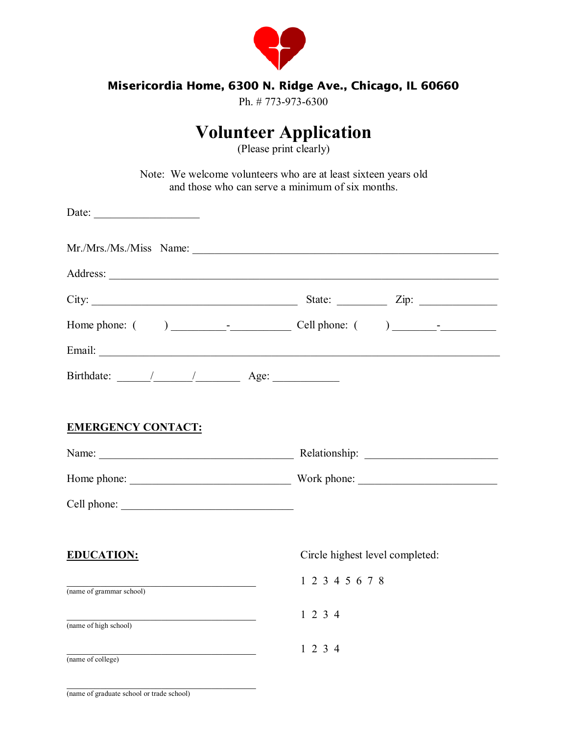**Misericordia Home, 6300 N. Ridge Ave., Chicago, IL 60660**

Ph. # 773-973-6300

# Volunteer Application

(Please print clearly)

Note: We welcome volunteers who are at least sixteen years old and those who can serve a minimum of six months.

Date: ___________________

Mr./Mrs./Ms./Miss Name: _______________________________________________________

Address: _______________________________________________________________

City: _____________________________________ State: _________ Zip: ______________

Home phone: ( ) _________-__________ Cell phone: ( ) ________-__________

Email: _________________________________________________________________

Birthdate: ______/_______/________ Age: ____________

**<u>EMERGENCY CONTACT:</u>**

Name: ___________________________________ Relationship: ________________________

Home phone: _____________________________ Work phone: _________________________

Cell phone: _______________________________

**<u>EDUCATION:</u>**

Circle highest level completed:

___________________________________
(name of grammar school)

1 2 3 4 5 6 7 8

___________________________________
(name of high school)

1 2 3 4

___________________________________
(name of college)

1 2 3 4

___________________________________
(name of graduate school or trade school)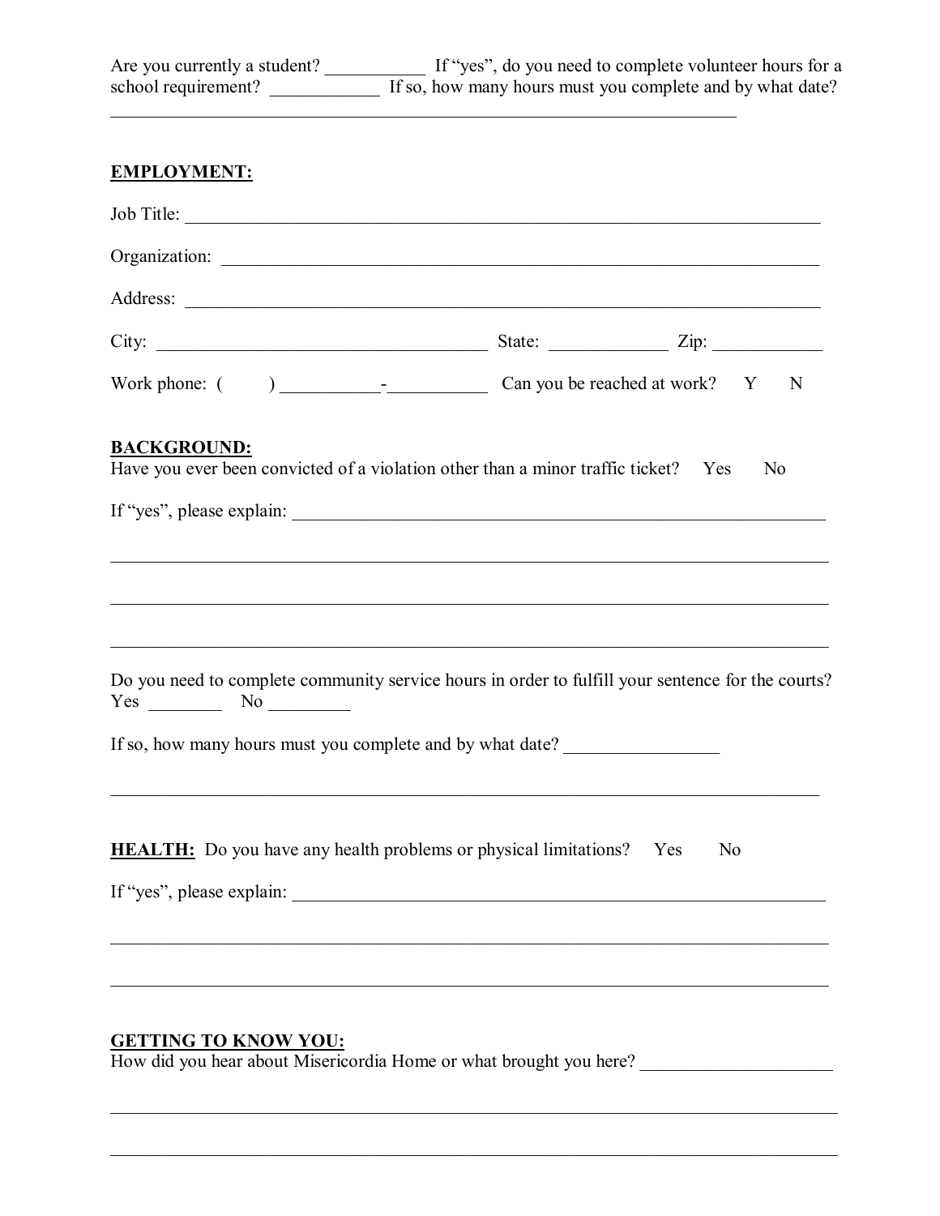Are you currently a student? ___________ If "yes", do you need to complete volunteer hours for a school requirement? ____________ If so, how many hours must you complete and by what date?

_________________________________________________________________________

**EMPLOYMENT:**

Job Title: _________________________________________________________________________

Organization: ______________________________________________________________________

Address: ___________________________________________________________________________

City: _____________________________________ State: _____________ Zip: ____________

Work phone: (       ) ___________-___________ Can you be reached at work? Y N

**BACKGROUND:**

Have you ever been convicted of a violation other than a minor traffic ticket? Yes No

If "yes", please explain: _____________________________________________________________

_________________________________________________________________________________

_________________________________________________________________________________

_________________________________________________________________________________

Do you need to complete community service hours in order to fulfill your sentence for the courts? Yes ________ No _________

If so, how many hours must you complete and by what date? _________________

_________________________________________________________________________________

**HEALTH:** Do you have any health problems or physical limitations? Yes No

If "yes", please explain: _____________________________________________________________

_________________________________________________________________________________

_________________________________________________________________________________

**GETTING TO KNOW YOU:**

How did you hear about Misericordia Home or what brought you here? _____________________

_________________________________________________________________________________

_________________________________________________________________________________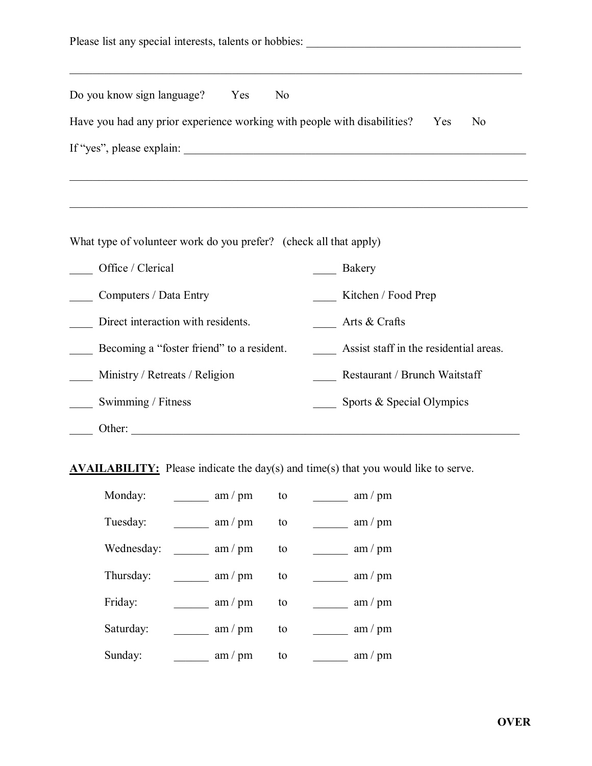Please list any special interests, talents or hobbies: ______________________________________

_____________________________________________________________________________

Do you know sign language? Yes No

Have you had any prior experience working with people with disabilities? Yes No

If "yes", please explain: _____________________________________________________________

_____________________________________________________________________________

_____________________________________________________________________________

What type of volunteer work do you prefer? (check all that apply)

____ Office / Clerical

____ Computers / Data Entry

____ Direct interaction with residents.

____ Becoming a "foster friend" to a resident.

____ Ministry / Retreats / Religion

____ Swimming / Fitness

____ Bakery

____ Kitchen / Food Prep

____ Arts & Crafts

____ Assist staff in the residential areas.

____ Restaurant / Brunch Waitstaff

____ Sports & Special Olympics

____ Other: ______________________________________________________________________

**AVAILABILITY:** Please indicate the day(s) and time(s) that you would like to serve.

Monday: ______ am / pm to ______ am / pm

Tuesday: ______ am / pm to ______ am / pm

Wednesday: ______ am / pm to ______ am / pm

Thursday: ______ am / pm to ______ am / pm

Friday: ______ am / pm to ______ am / pm

Saturday: ______ am / pm to ______ am / pm

Sunday: ______ am / pm to ______ am / pm

**OVER**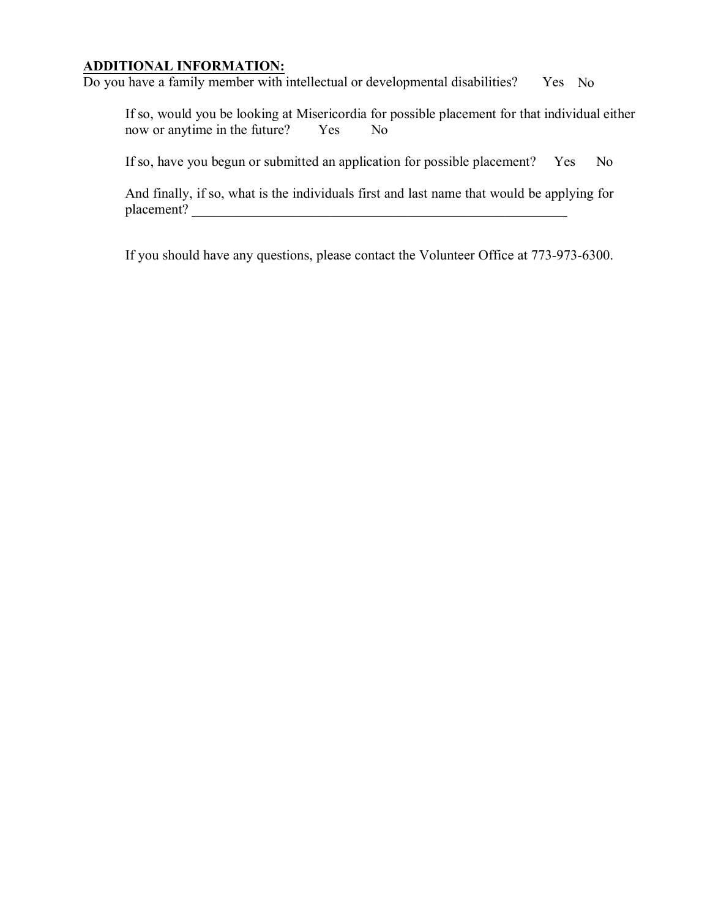**<u>ADDITIONAL INFORMATION:</u>**

Do you have a family member with intellectual or developmental disabilities? Yes No

If so, would you be looking at Misericordia for possible placement for that individual either now or anytime in the future? Yes No

If so, have you begun or submitted an application for possible placement? Yes No

And finally, if so, what is the individuals first and last name that would be applying for placement? ___________________________________________________________

If you should have any questions, please contact the Volunteer Office at 773-973-6300.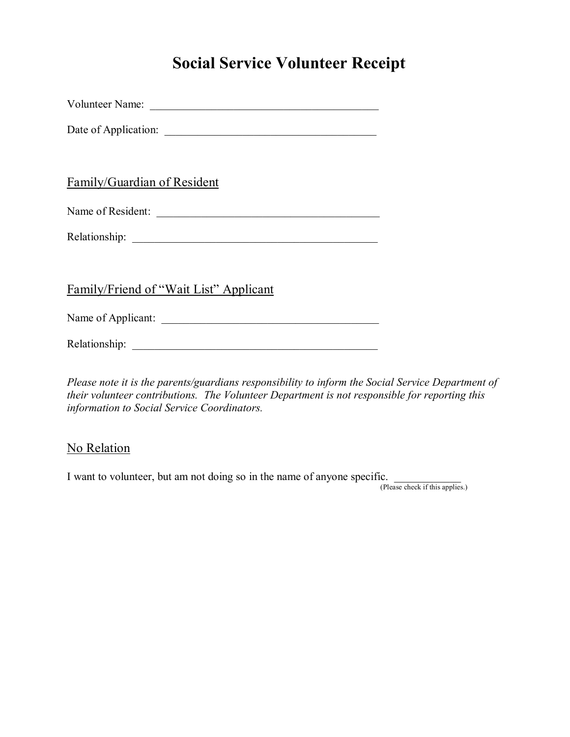# Social Service Volunteer Receipt

Volunteer Name: ___________________________________________

Date of Application: _______________________________________

Family/Guardian of Resident

Name of Resident: __________________________________________

Relationship: ______________________________________________

Family/Friend of "Wait List" Applicant

Name of Applicant: _________________________________________

Relationship: ______________________________________________

*Please note it is the parents/guardians responsibility to inform the Social Service Department of their volunteer contributions. The Volunteer Department is not responsible for reporting this information to Social Service Coordinators.*

No Relation

I want to volunteer, but am not doing so in the name of anyone specific. ____________
(Please check if this applies.)